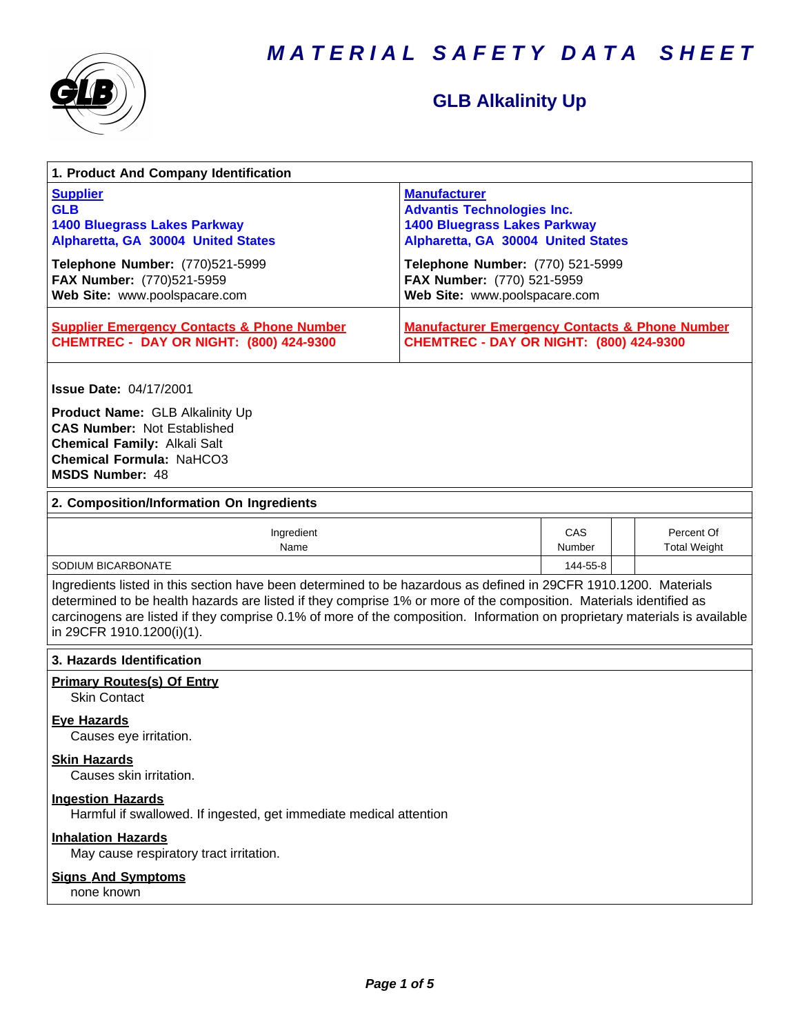# MATERIAL SAFETY DATA SHEET

## GLB Alkalinity Up

### 1. Product And Company Identification

| Supplier | Manufacturer |
|---|---|
| **GLB**<br>**1400 Bluegrass Lakes Parkway**<br>**Alpharetta, GA 30004 United States** | **Advantis Technologies Inc.**<br>**1400 Bluegrass Lakes Parkway**<br>**Alpharetta, GA 30004 United States** |
| **Telephone Number:** (770)521-5999<br>**FAX Number:** (770)521-5959<br>**Web Site:** www.poolspacare.com | **Telephone Number:** (770) 521-5999<br>**FAX Number:** (770) 521-5959<br>**Web Site:** www.poolspacare.com |
| **Supplier Emergency Contacts & Phone Number**<br>**CHEMTREC - DAY OR NIGHT: (800) 424-9300** | **Manufacturer Emergency Contacts & Phone Number**<br>**CHEMTREC - DAY OR NIGHT: (800) 424-9300** |

**Issue Date:** 04/17/2001

**Product Name:** GLB Alkalinity Up
**CAS Number:** Not Established
**Chemical Family:** Alkali Salt
**Chemical Formula:** $NaHCO_3$
**MSDS Number:** 48

### 2. Composition/Information On Ingredients

| Ingredient Name | CAS Number | | Percent Of Total Weight |
|---|---|---|---|
| SODIUM BICARBONATE | 144-55-8 | | |

Ingredients listed in this section have been determined to be hazardous as defined in 29CFR 1910.1200. Materials determined to be health hazards are listed if they comprise 1% or more of the composition. Materials identified as carcinogens are listed if they comprise 0.1% of more of the composition. Information on proprietary materials is available in 29CFR 1910.1200(i)(1).

### 3. Hazards Identification

**Primary Routes(s) Of Entry**
Skin Contact

**Eye Hazards**
Causes eye irritation.

**Skin Hazards**
Causes skin irritation.

**Ingestion Hazards**
Harmful if swallowed. If ingested, get immediate medical attention

**Inhalation Hazards**
May cause respiratory tract irritation.

**Signs And Symptoms**
none known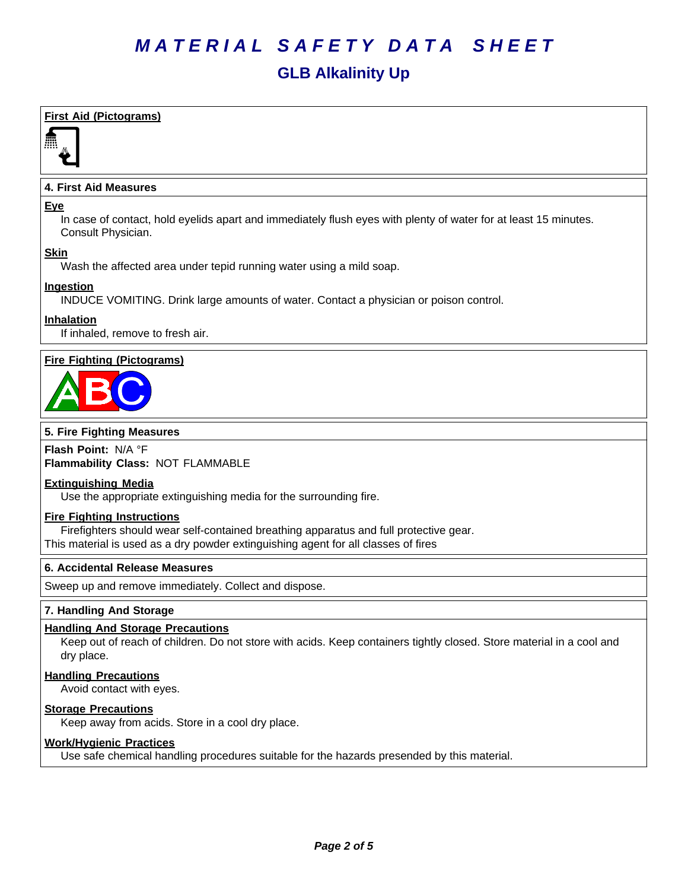# MATERIAL SAFETY DATA SHEET

## GLB Alkalinity Up

**First Aid (Pictograms)**

### 4. First Aid Measures

**Eye**

In case of contact, hold eyelids apart and immediately flush eyes with plenty of water for at least 15 minutes. Consult Physician.

**Skin**

Wash the affected area under tepid running water using a mild soap.

**Ingestion**

INDUCE VOMITING. Drink large amounts of water. Contact a physician or poison control.

**Inhalation**

If inhaled, remove to fresh air.

**Fire Fighting (Pictograms)**

### 5. Fire Fighting Measures

**Flash Point:** N/A °F
**Flammability Class:** NOT FLAMMABLE

**Extinguishing Media**

Use the appropriate extinguishing media for the surrounding fire.

**Fire Fighting Instructions**

Firefighters should wear self-contained breathing apparatus and full protective gear.
This material is used as a dry powder extinguishing agent for all classes of fires

### 6. Accidental Release Measures

Sweep up and remove immediately. Collect and dispose.

### 7. Handling And Storage

**Handling And Storage Precautions**

Keep out of reach of children. Do not store with acids. Keep containers tightly closed. Store material in a cool and dry place.

**Handling Precautions**

Avoid contact with eyes.

**Storage Precautions**

Keep away from acids. Store in a cool dry place.

**Work/Hygienic Practices**

Use safe chemical handling procedures suitable for the hazards presended by this material.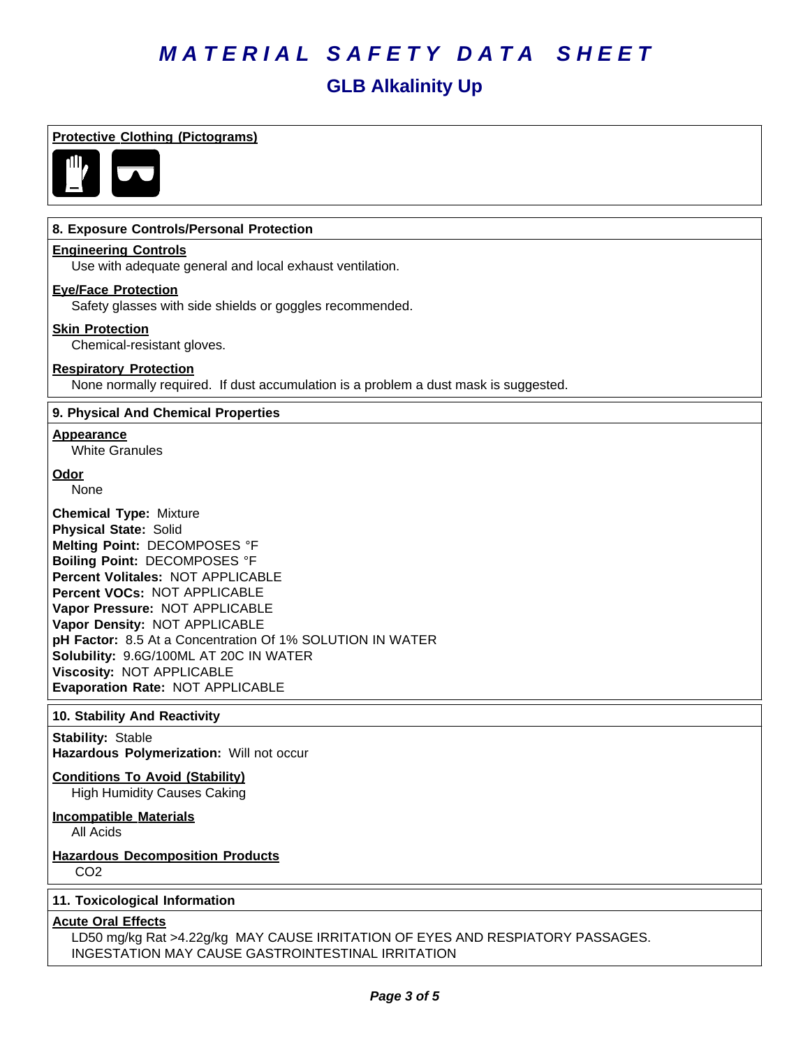# MATERIAL SAFETY DATA SHEET

## GLB Alkalinity Up

**Protective Clothing (Pictograms)**

### 8. Exposure Controls/Personal Protection

**Engineering Controls**

Use with adequate general and local exhaust ventilation.

**Eye/Face Protection**

Safety glasses with side shields or goggles recommended.

**Skin Protection**

Chemical-resistant gloves.

**Respiratory Protection**

None normally required. If dust accumulation is a problem a dust mask is suggested.

### 9. Physical And Chemical Properties

**Appearance**

White Granules

**Odor**

None

**Chemical Type:** Mixture
**Physical State:** Solid
**Melting Point:** DECOMPOSES °F
**Boiling Point:** DECOMPOSES °F
**Percent Volitales:** NOT APPLICABLE
**Percent VOCs:** NOT APPLICABLE
**Vapor Pressure:** NOT APPLICABLE
**Vapor Density:** NOT APPLICABLE
**pH Factor:** 8.5 At a Concentration Of 1% SOLUTION IN WATER
**Solubility:** 9.6G/100ML AT 20C IN WATER
**Viscosity:** NOT APPLICABLE
**Evaporation Rate:** NOT APPLICABLE

### 10. Stability And Reactivity

**Stability:** Stable
**Hazardous Polymerization:** Will not occur

**Conditions To Avoid (Stability)**

High Humidity Causes Caking

**Incompatible Materials**

All Acids

**Hazardous Decomposition Products**

$CO_2$

### 11. Toxicological Information

**Acute Oral Effects**

LD50 mg/kg Rat >4.22g/kg MAY CAUSE IRRITATION OF EYES AND RESPIATORY PASSAGES. INGESTATION MAY CAUSE GASTROINTESTINAL IRRITATION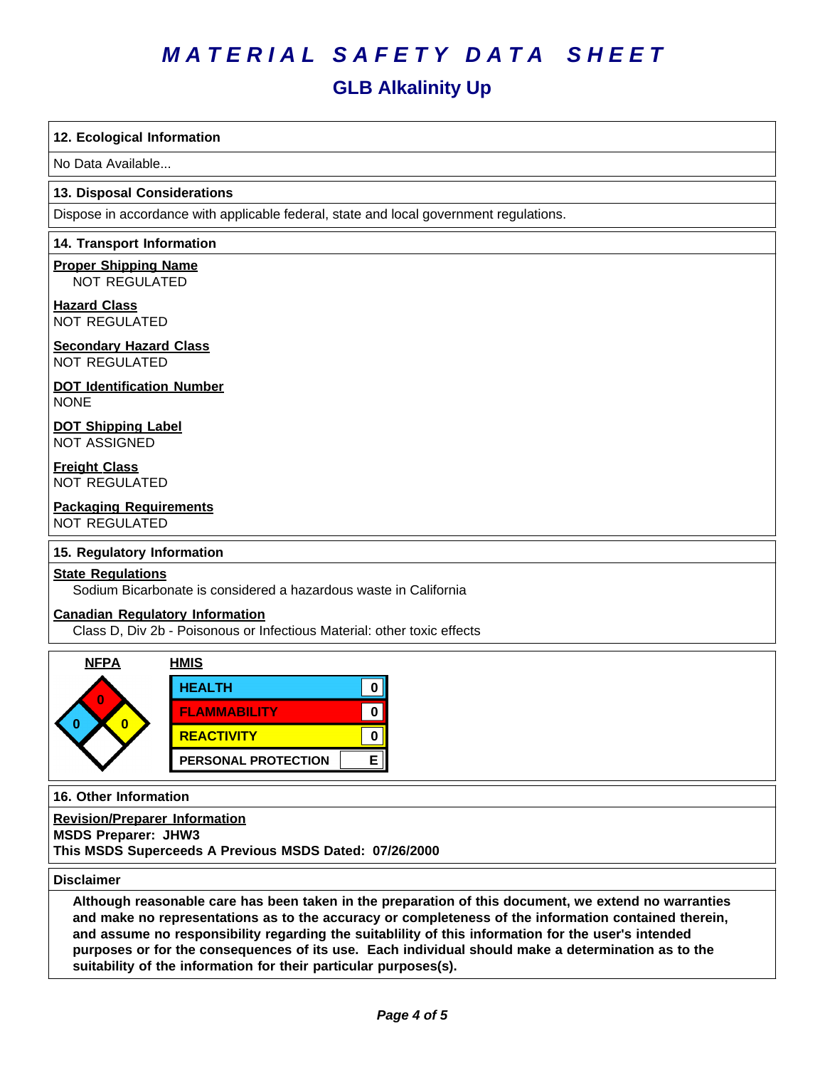# MATERIAL SAFETY DATA SHEET

## GLB Alkalinity Up

### 12. Ecological Information

No Data Available...

### 13. Disposal Considerations

Dispose in accordance with applicable federal, state and local government regulations.

### 14. Transport Information

**Proper Shipping Name**
NOT REGULATED

**Hazard Class**
NOT REGULATED

**Secondary Hazard Class**
NOT REGULATED

**DOT Identification Number**
NONE

**DOT Shipping Label**
NOT ASSIGNED

**Freight Class**
NOT REGULATED

**Packaging Requirements**
NOT REGULATED

### 15. Regulatory Information

**State Regulations**
Sodium Bicarbonate is considered a hazardous waste in California

**Canadian Regulatory Information**
Class D, Div 2b - Poisonous or Infectious Material: other toxic effects

**NFPA**

| Health | Flammability | Reactivity | Special |
|---|---|---|---|
| 0 | 0 | 0 | |

**HMIS**

| Category | Rating |
|---|---|
| HEALTH | 0 |
| FLAMMABILITY | 0 |
| REACTIVITY | 0 |
| PERSONAL PROTECTION | E |

### 16. Other Information

**Revision/Preparer Information**
**MSDS Preparer: JHW3**
**This MSDS Superceeds A Previous MSDS Dated: 07/26/2000**

### Disclaimer

**Although reasonable care has been taken in the preparation of this document, we extend no warranties and make no representations as to the accuracy or completeness of the information contained therein, and assume no responsibility regarding the suitablility of this information for the user's intended purposes or for the consequences of its use. Each individual should make a determination as to the suitability of the information for their particular purposes(s).**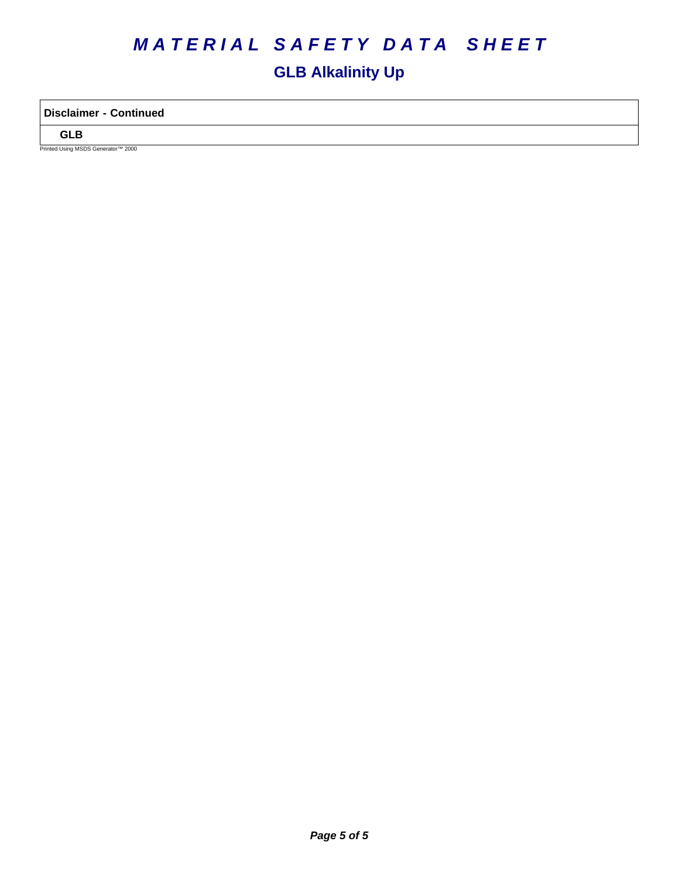| Disclaimer - Continued |
| --- |
| **GLB** |

Printed Using MSDS Generator™ 2000